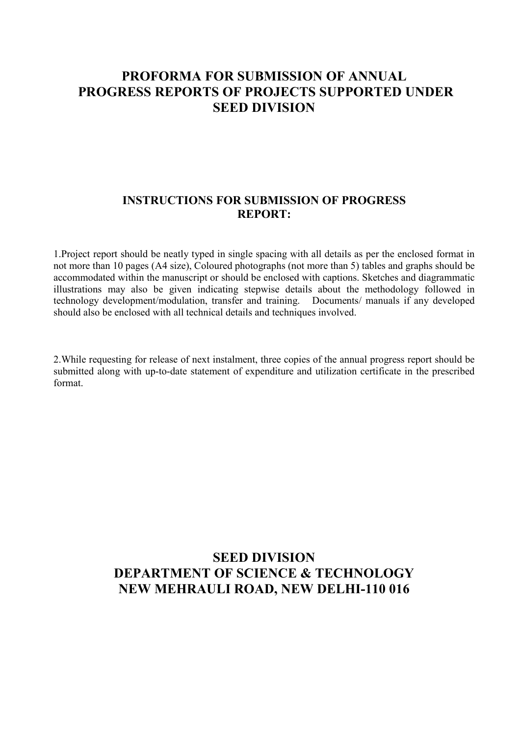# PROFORMA FOR SUBMISSION OF ANNUAL PROGRESS REPORTS OF PROJECTS SUPPORTED UNDER SEED DIVISION

## INSTRUCTIONS FOR SUBMISSION OF PROGRESS REPORT:

1.Project report should be neatly typed in single spacing with all details as per the enclosed format in not more than 10 pages (A4 size), Coloured photographs (not more than 5) tables and graphs should be accommodated within the manuscript or should be enclosed with captions. Sketches and diagrammatic illustrations may also be given indicating stepwise details about the methodology followed in technology development/modulation, transfer and training. Documents/ manuals if any developed should also be enclosed with all technical details and techniques involved.

2.While requesting for release of next instalment, three copies of the annual progress report should be submitted along with up-to-date statement of expenditure and utilization certificate in the prescribed format.

## SEED DIVISION
## DEPARTMENT OF SCIENCE & TECHNOLOGY
## NEW MEHRAULI ROAD, NEW DELHI-110 016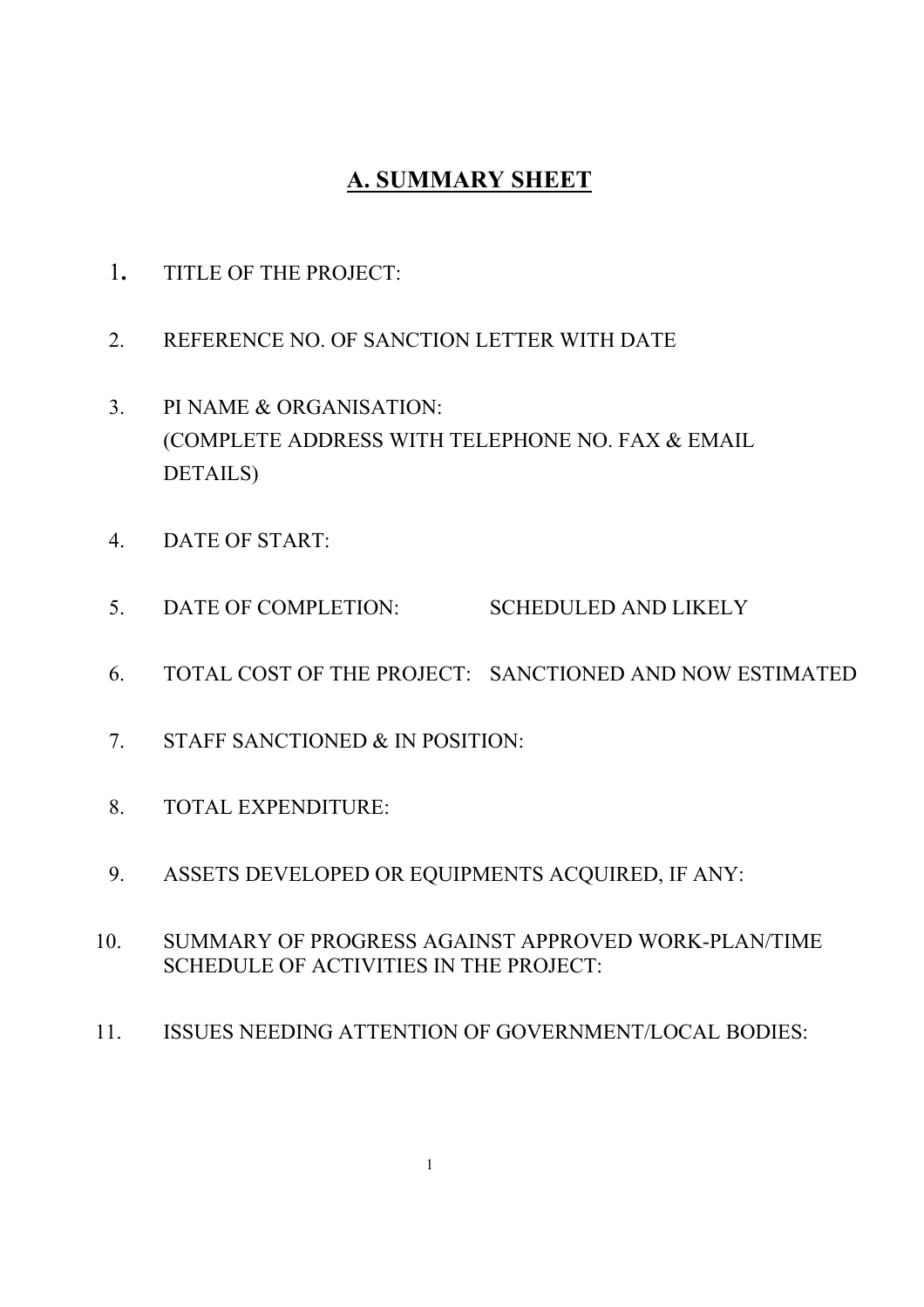# A. SUMMARY SHEET

1. TITLE OF THE PROJECT:

2. REFERENCE NO. OF SANCTION LETTER WITH DATE

3. PI NAME & ORGANISATION:
   (COMPLETE ADDRESS WITH TELEPHONE NO. FAX & EMAIL DETAILS)

4. DATE OF START:

5. DATE OF COMPLETION: SCHEDULED AND LIKELY

6. TOTAL COST OF THE PROJECT: SANCTIONED AND NOW ESTIMATED

7. STAFF SANCTIONED & IN POSITION:

8. TOTAL EXPENDITURE:

9. ASSETS DEVELOPED OR EQUIPMENTS ACQUIRED, IF ANY:

10. SUMMARY OF PROGRESS AGAINST APPROVED WORK-PLAN/TIME SCHEDULE OF ACTIVITIES IN THE PROJECT:

11. ISSUES NEEDING ATTENTION OF GOVERNMENT/LOCAL BODIES: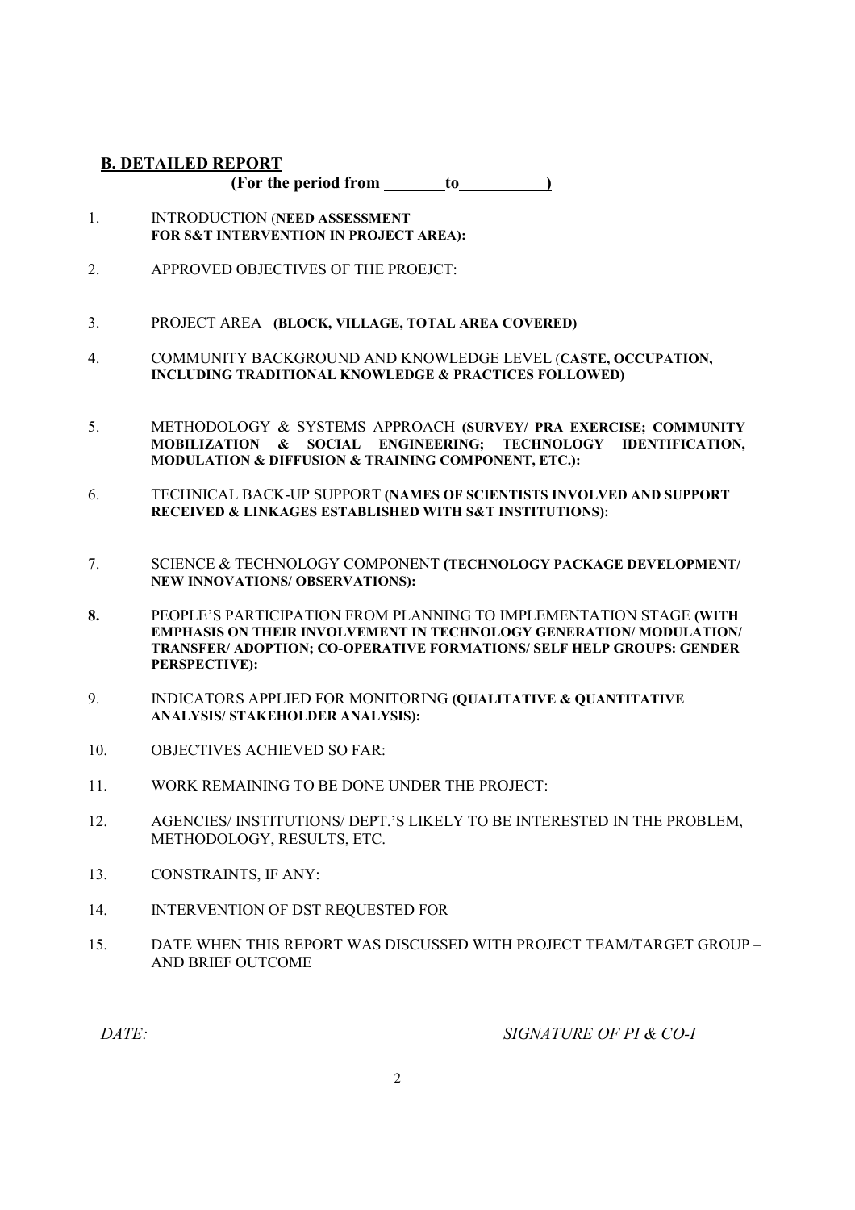## B. DETAILED REPORT

**(For the period from \_\_\_\_\_\_\_\_ to \_\_\_\_\_\_\_\_\_\_\_)**

1. INTRODUCTION (**NEED ASSESSMENT FOR S&T INTERVENTION IN PROJECT AREA):**

2. APPROVED OBJECTIVES OF THE PROEJCT:

3. PROJECT AREA **(BLOCK, VILLAGE, TOTAL AREA COVERED)**

4. COMMUNITY BACKGROUND AND KNOWLEDGE LEVEL (**CASTE, OCCUPATION, INCLUDING TRADITIONAL KNOWLEDGE & PRACTICES FOLLOWED)**

5. METHODOLOGY & SYSTEMS APPROACH **(SURVEY/ PRA EXERCISE; COMMUNITY MOBILIZATION & SOCIAL ENGINEERING; TECHNOLOGY IDENTIFICATION, MODULATION & DIFFUSION & TRAINING COMPONENT, ETC.):**

6. TECHNICAL BACK-UP SUPPORT **(NAMES OF SCIENTISTS INVOLVED AND SUPPORT RECEIVED & LINKAGES ESTABLISHED WITH S&T INSTITUTIONS):**

7. SCIENCE & TECHNOLOGY COMPONENT **(TECHNOLOGY PACKAGE DEVELOPMENT/ NEW INNOVATIONS/ OBSERVATIONS):**

8. PEOPLE'S PARTICIPATION FROM PLANNING TO IMPLEMENTATION STAGE **(WITH EMPHASIS ON THEIR INVOLVEMENT IN TECHNOLOGY GENERATION/ MODULATION/ TRANSFER/ ADOPTION; CO-OPERATIVE FORMATIONS/ SELF HELP GROUPS: GENDER PERSPECTIVE):**

9. INDICATORS APPLIED FOR MONITORING **(QUALITATIVE & QUANTITATIVE ANALYSIS/ STAKEHOLDER ANALYSIS):**

10. OBJECTIVES ACHIEVED SO FAR:

11. WORK REMAINING TO BE DONE UNDER THE PROJECT:

12. AGENCIES/ INSTITUTIONS/ DEPT.'S LIKELY TO BE INTERESTED IN THE PROBLEM, METHODOLOGY, RESULTS, ETC.

13. CONSTRAINTS, IF ANY:

14. INTERVENTION OF DST REQUESTED FOR

15. DATE WHEN THIS REPORT WAS DISCUSSED WITH PROJECT TEAM/TARGET GROUP – AND BRIEF OUTCOME

*DATE:* *SIGNATURE OF PI & CO-I*